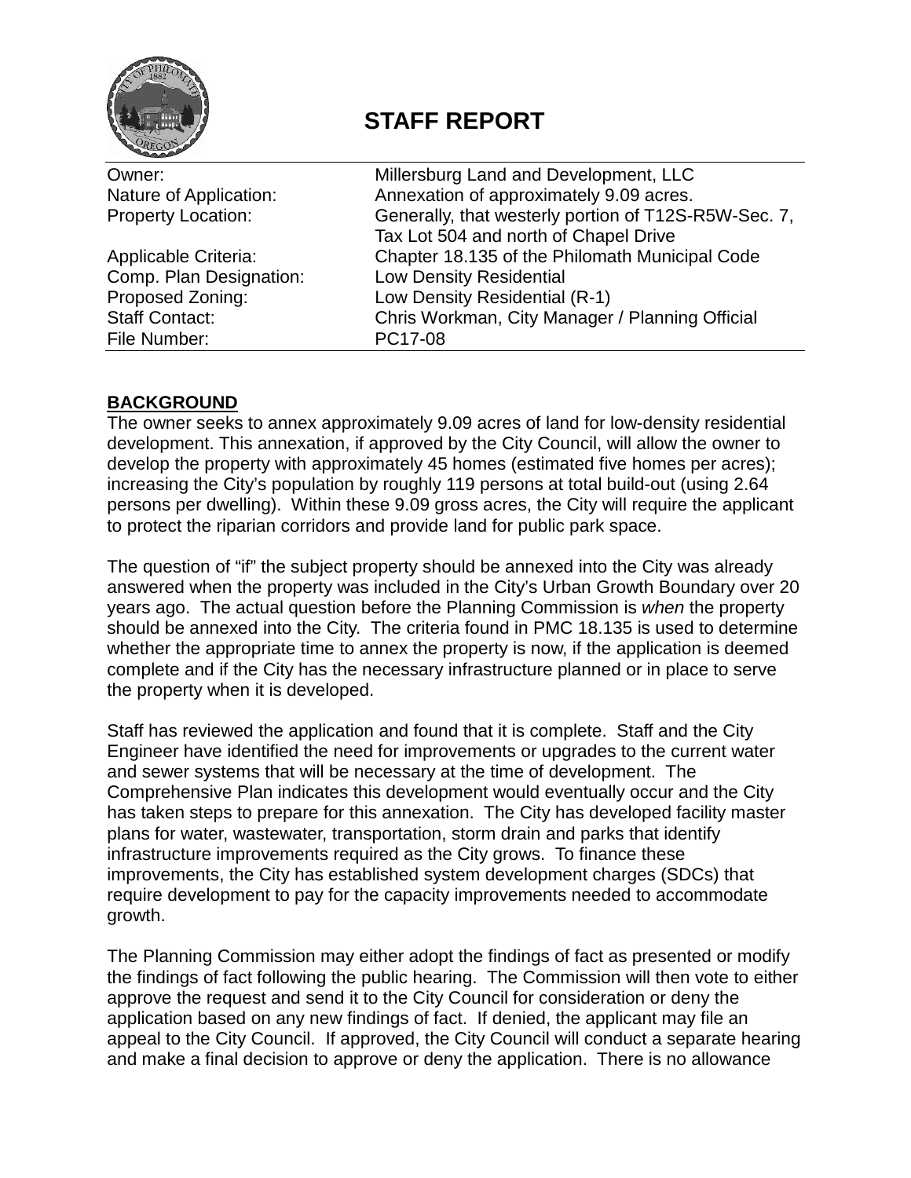# STAFF REPORT

| | |
|---|---|
| Owner: | Millersburg Land and Development, LLC |
| Nature of Application: | Annexation of approximately 9.09 acres. |
| Property Location: | Generally, that westerly portion of T12S-R5W-Sec. 7, Tax Lot 504 and north of Chapel Drive |
| Applicable Criteria: | Chapter 18.135 of the Philomath Municipal Code |
| Comp. Plan Designation: | Low Density Residential |
| Proposed Zoning: | Low Density Residential (R-1) |
| Staff Contact: | Chris Workman, City Manager / Planning Official |
| File Number: | PC17-08 |

## BACKGROUND

The owner seeks to annex approximately 9.09 acres of land for low-density residential development. This annexation, if approved by the City Council, will allow the owner to develop the property with approximately 45 homes (estimated five homes per acres); increasing the City's population by roughly 119 persons at total build-out (using 2.64 persons per dwelling). Within these 9.09 gross acres, the City will require the applicant to protect the riparian corridors and provide land for public park space.

The question of "if" the subject property should be annexed into the City was already answered when the property was included in the City's Urban Growth Boundary over 20 years ago. The actual question before the Planning Commission is *when* the property should be annexed into the City. The criteria found in PMC 18.135 is used to determine whether the appropriate time to annex the property is now, if the application is deemed complete and if the City has the necessary infrastructure planned or in place to serve the property when it is developed.

Staff has reviewed the application and found that it is complete. Staff and the City Engineer have identified the need for improvements or upgrades to the current water and sewer systems that will be necessary at the time of development. The Comprehensive Plan indicates this development would eventually occur and the City has taken steps to prepare for this annexation. The City has developed facility master plans for water, wastewater, transportation, storm drain and parks that identify infrastructure improvements required as the City grows. To finance these improvements, the City has established system development charges (SDCs) that require development to pay for the capacity improvements needed to accommodate growth.

The Planning Commission may either adopt the findings of fact as presented or modify the findings of fact following the public hearing. The Commission will then vote to either approve the request and send it to the City Council for consideration or deny the application based on any new findings of fact. If denied, the applicant may file an appeal to the City Council. If approved, the City Council will conduct a separate hearing and make a final decision to approve or deny the application. There is no allowance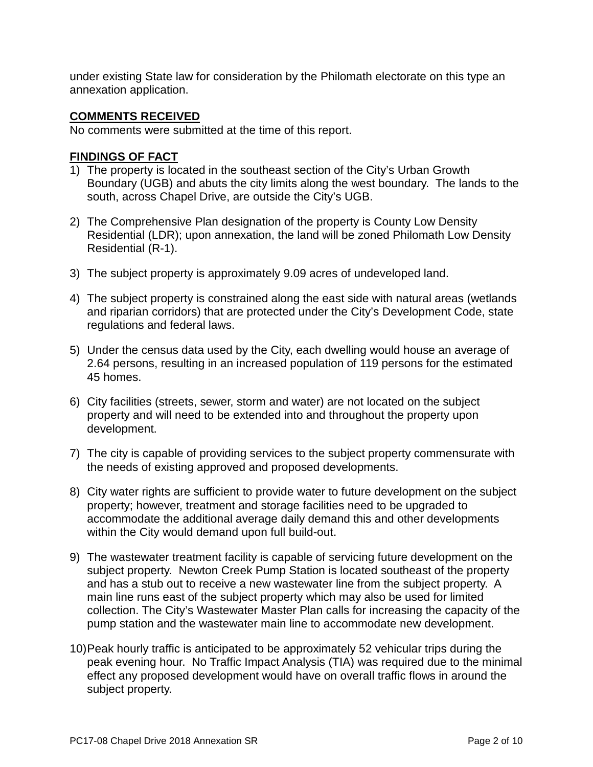under existing State law for consideration by the Philomath electorate on this type an annexation application.

**COMMENTS RECEIVED**

No comments were submitted at the time of this report.

**FINDINGS OF FACT**

1) The property is located in the southeast section of the City's Urban Growth Boundary (UGB) and abuts the city limits along the west boundary. The lands to the south, across Chapel Drive, are outside the City's UGB.

2) The Comprehensive Plan designation of the property is County Low Density Residential (LDR); upon annexation, the land will be zoned Philomath Low Density Residential (R-1).

3) The subject property is approximately 9.09 acres of undeveloped land.

4) The subject property is constrained along the east side with natural areas (wetlands and riparian corridors) that are protected under the City's Development Code, state regulations and federal laws.

5) Under the census data used by the City, each dwelling would house an average of 2.64 persons, resulting in an increased population of 119 persons for the estimated 45 homes.

6) City facilities (streets, sewer, storm and water) are not located on the subject property and will need to be extended into and throughout the property upon development.

7) The city is capable of providing services to the subject property commensurate with the needs of existing approved and proposed developments.

8) City water rights are sufficient to provide water to future development on the subject property; however, treatment and storage facilities need to be upgraded to accommodate the additional average daily demand this and other developments within the City would demand upon full build-out.

9) The wastewater treatment facility is capable of servicing future development on the subject property. Newton Creek Pump Station is located southeast of the property and has a stub out to receive a new wastewater line from the subject property. A main line runs east of the subject property which may also be used for limited collection. The City's Wastewater Master Plan calls for increasing the capacity of the pump station and the wastewater main line to accommodate new development.

10) Peak hourly traffic is anticipated to be approximately 52 vehicular trips during the peak evening hour. No Traffic Impact Analysis (TIA) was required due to the minimal effect any proposed development would have on overall traffic flows in around the subject property.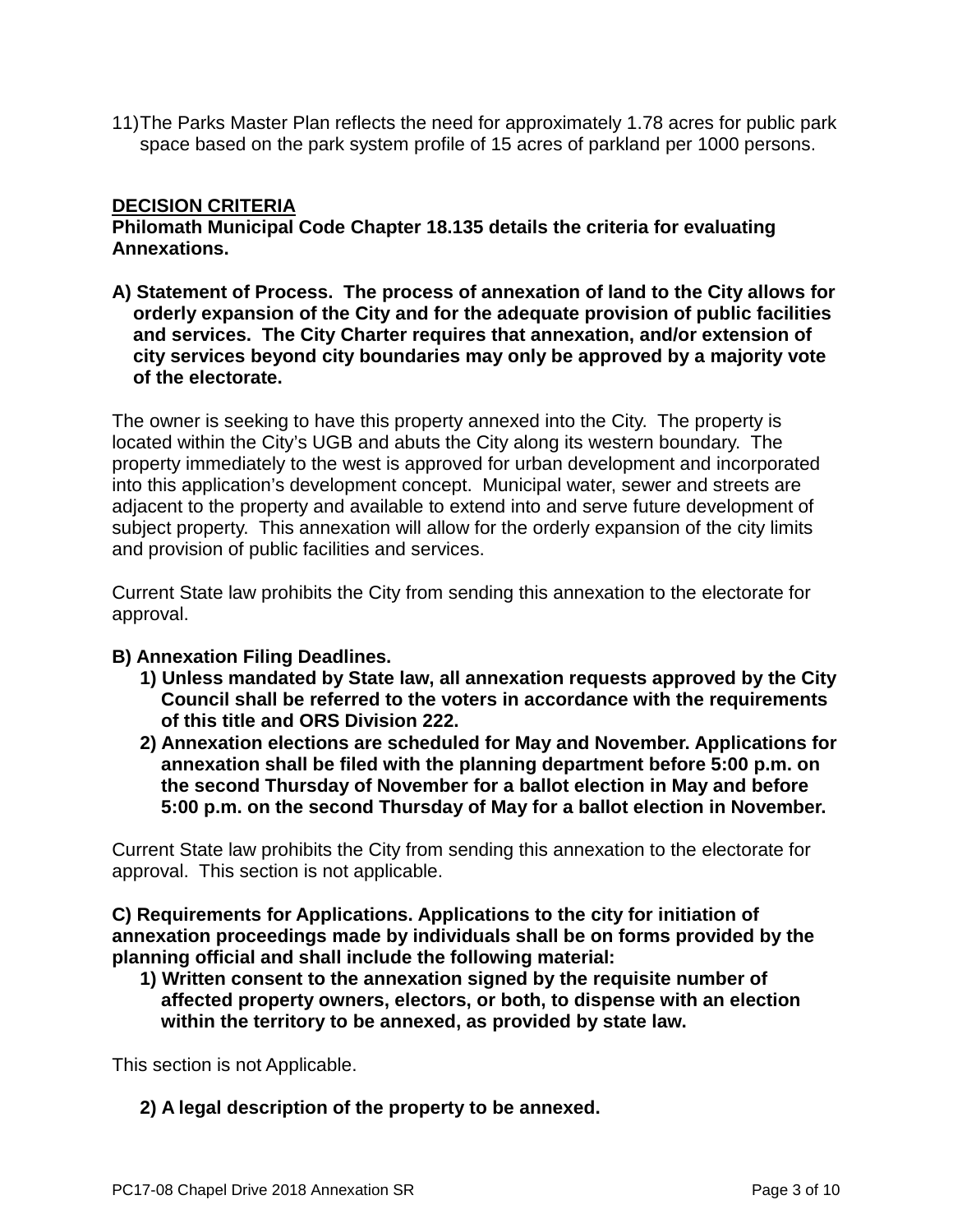11) The Parks Master Plan reflects the need for approximately 1.78 acres for public park space based on the park system profile of 15 acres of parkland per 1000 persons.

## DECISION CRITERIA

**Philomath Municipal Code Chapter 18.135 details the criteria for evaluating Annexations.**

**A) Statement of Process. The process of annexation of land to the City allows for orderly expansion of the City and for the adequate provision of public facilities and services. The City Charter requires that annexation, and/or extension of city services beyond city boundaries may only be approved by a majority vote of the electorate.**

The owner is seeking to have this property annexed into the City. The property is located within the City's UGB and abuts the City along its western boundary. The property immediately to the west is approved for urban development and incorporated into this application's development concept. Municipal water, sewer and streets are adjacent to the property and available to extend into and serve future development of subject property. This annexation will allow for the orderly expansion of the city limits and provision of public facilities and services.

Current State law prohibits the City from sending this annexation to the electorate for approval.

**B) Annexation Filing Deadlines.**

1) **Unless mandated by State law, all annexation requests approved by the City Council shall be referred to the voters in accordance with the requirements of this title and ORS Division 222.**
2) **Annexation elections are scheduled for May and November. Applications for annexation shall be filed with the planning department before 5:00 p.m. on the second Thursday of November for a ballot election in May and before 5:00 p.m. on the second Thursday of May for a ballot election in November.**

Current State law prohibits the City from sending this annexation to the electorate for approval. This section is not applicable.

**C) Requirements for Applications. Applications to the city for initiation of annexation proceedings made by individuals shall be on forms provided by the planning official and shall include the following material:**

1) **Written consent to the annexation signed by the requisite number of affected property owners, electors, or both, to dispense with an election within the territory to be annexed, as provided by state law.**

This section is not Applicable.

2) **A legal description of the property to be annexed.**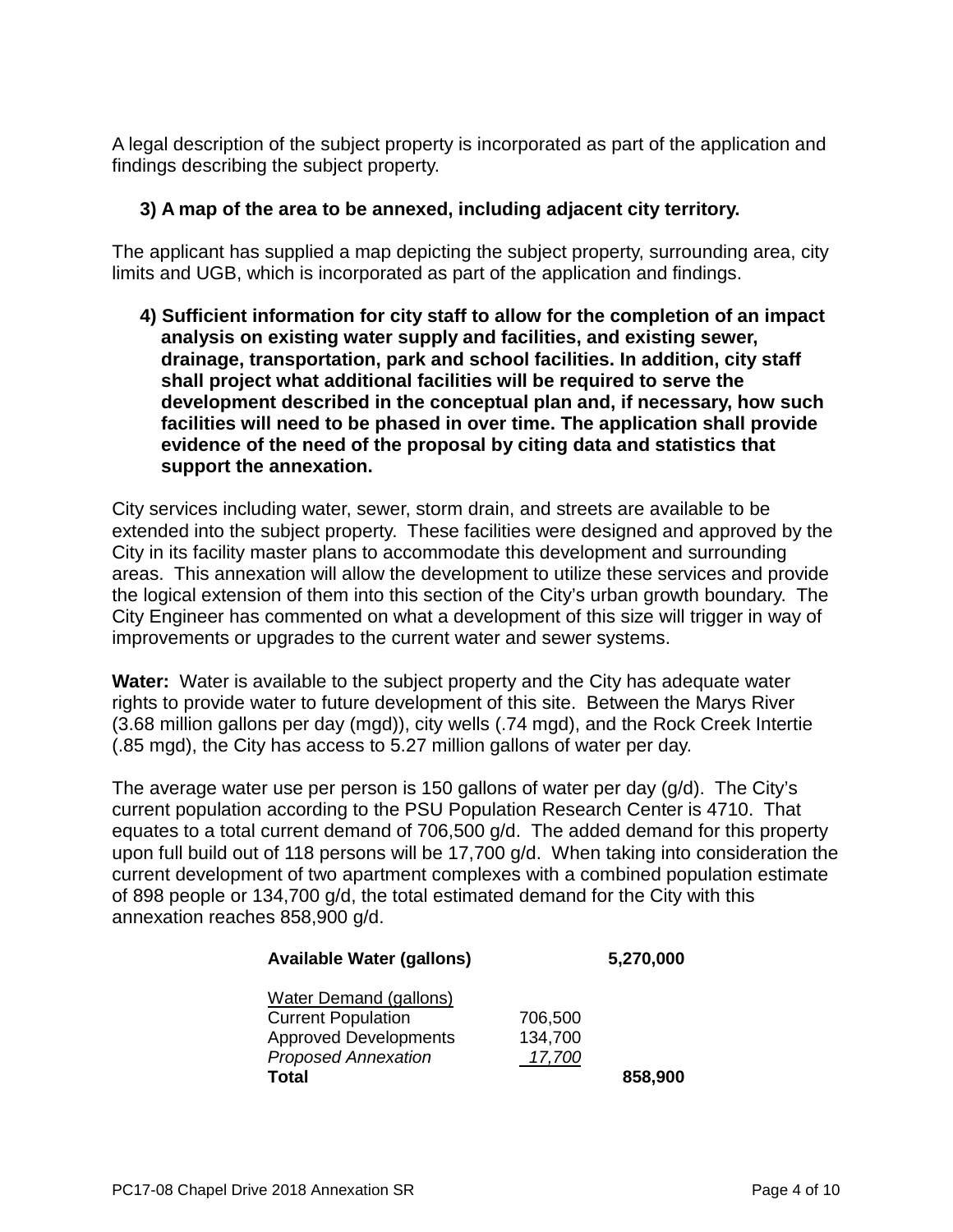A legal description of the subject property is incorporated as part of the application and findings describing the subject property.

**3) A map of the area to be annexed, including adjacent city territory.**

The applicant has supplied a map depicting the subject property, surrounding area, city limits and UGB, which is incorporated as part of the application and findings.

**4) Sufficient information for city staff to allow for the completion of an impact analysis on existing water supply and facilities, and existing sewer, drainage, transportation, park and school facilities. In addition, city staff shall project what additional facilities will be required to serve the development described in the conceptual plan and, if necessary, how such facilities will need to be phased in over time. The application shall provide evidence of the need of the proposal by citing data and statistics that support the annexation.**

City services including water, sewer, storm drain, and streets are available to be extended into the subject property. These facilities were designed and approved by the City in its facility master plans to accommodate this development and surrounding areas. This annexation will allow the development to utilize these services and provide the logical extension of them into this section of the City's urban growth boundary. The City Engineer has commented on what a development of this size will trigger in way of improvements or upgrades to the current water and sewer systems.

**Water:** Water is available to the subject property and the City has adequate water rights to provide water to future development of this site. Between the Marys River (3.68 million gallons per day (mgd)), city wells (.74 mgd), and the Rock Creek Intertie (.85 mgd), the City has access to 5.27 million gallons of water per day.

The average water use per person is 150 gallons of water per day (g/d). The City's current population according to the PSU Population Research Center is 4710. That equates to a total current demand of 706,500 g/d. The added demand for this property upon full build out of 118 persons will be 17,700 g/d. When taking into consideration the current development of two apartment complexes with a combined population estimate of 898 people or 134,700 g/d, the total estimated demand for the City with this annexation reaches 858,900 g/d.

| | | |
|---|---|---|
| **Available Water (gallons)** | | **5,270,000** |
| Water Demand (gallons) | | |
| Current Population | 706,500 | |
| Approved Developments | 134,700 | |
| *Proposed Annexation* | *17,700* | |
| **Total** | | **858,900** |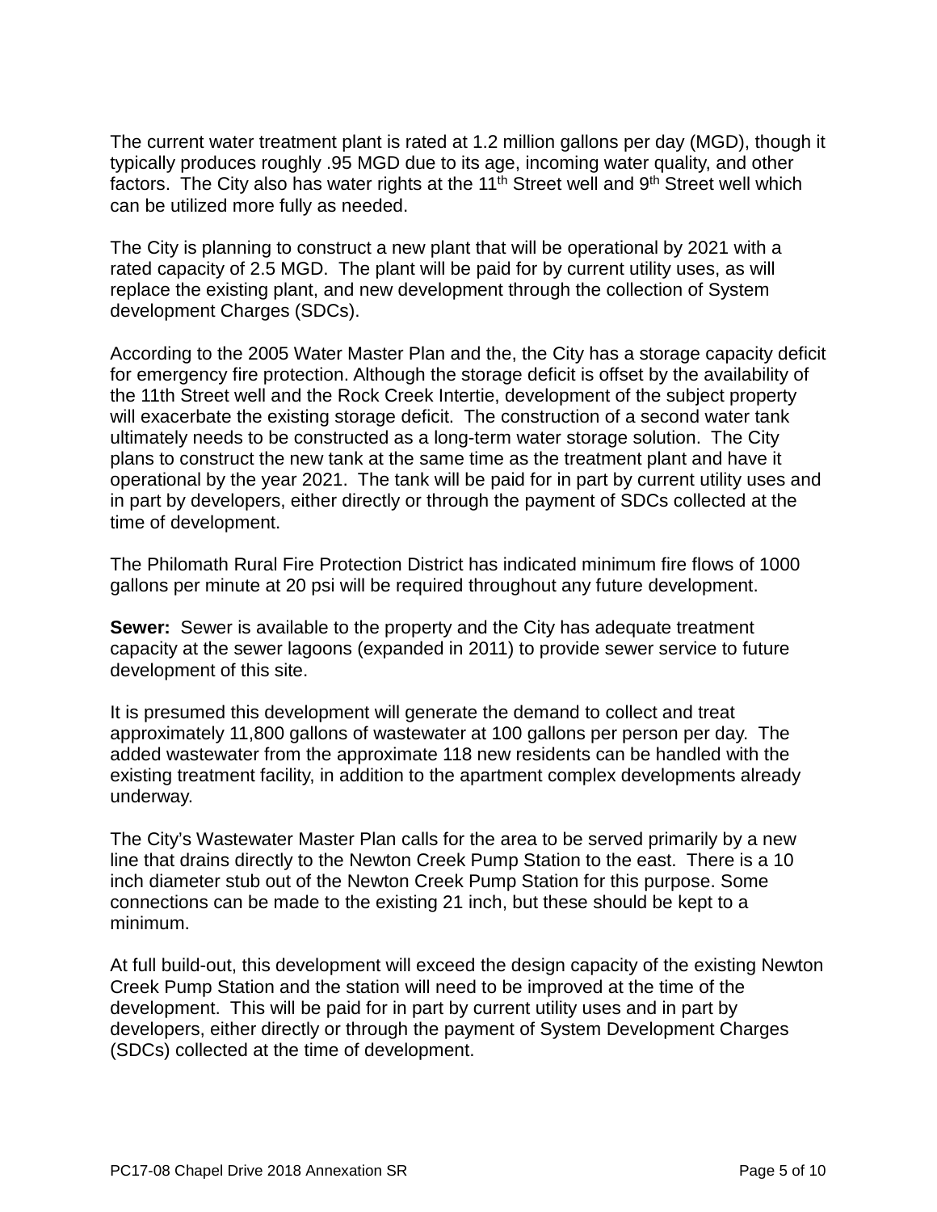The current water treatment plant is rated at 1.2 million gallons per day (MGD), though it typically produces roughly .95 MGD due to its age, incoming water quality, and other factors. The City also has water rights at the 11th Street well and 9th Street well which can be utilized more fully as needed.

The City is planning to construct a new plant that will be operational by 2021 with a rated capacity of 2.5 MGD. The plant will be paid for by current utility uses, as will replace the existing plant, and new development through the collection of System development Charges (SDCs).

According to the 2005 Water Master Plan and the, the City has a storage capacity deficit for emergency fire protection. Although the storage deficit is offset by the availability of the 11th Street well and the Rock Creek Intertie, development of the subject property will exacerbate the existing storage deficit. The construction of a second water tank ultimately needs to be constructed as a long-term water storage solution. The City plans to construct the new tank at the same time as the treatment plant and have it operational by the year 2021. The tank will be paid for in part by current utility uses and in part by developers, either directly or through the payment of SDCs collected at the time of development.

The Philomath Rural Fire Protection District has indicated minimum fire flows of 1000 gallons per minute at 20 psi will be required throughout any future development.

**Sewer:** Sewer is available to the property and the City has adequate treatment capacity at the sewer lagoons (expanded in 2011) to provide sewer service to future development of this site.

It is presumed this development will generate the demand to collect and treat approximately 11,800 gallons of wastewater at 100 gallons per person per day. The added wastewater from the approximate 118 new residents can be handled with the existing treatment facility, in addition to the apartment complex developments already underway.

The City's Wastewater Master Plan calls for the area to be served primarily by a new line that drains directly to the Newton Creek Pump Station to the east. There is a 10 inch diameter stub out of the Newton Creek Pump Station for this purpose. Some connections can be made to the existing 21 inch, but these should be kept to a minimum.

At full build-out, this development will exceed the design capacity of the existing Newton Creek Pump Station and the station will need to be improved at the time of the development. This will be paid for in part by current utility uses and in part by developers, either directly or through the payment of System Development Charges (SDCs) collected at the time of development.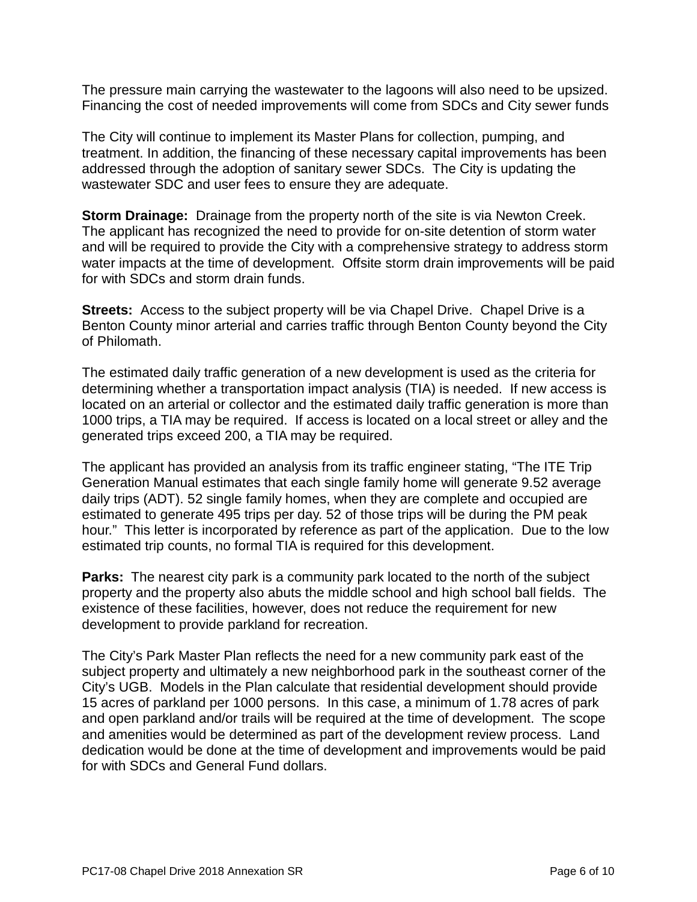The pressure main carrying the wastewater to the lagoons will also need to be upsized. Financing the cost of needed improvements will come from SDCs and City sewer funds

The City will continue to implement its Master Plans for collection, pumping, and treatment. In addition, the financing of these necessary capital improvements has been addressed through the adoption of sanitary sewer SDCs. The City is updating the wastewater SDC and user fees to ensure they are adequate.

**Storm Drainage:** Drainage from the property north of the site is via Newton Creek. The applicant has recognized the need to provide for on-site detention of storm water and will be required to provide the City with a comprehensive strategy to address storm water impacts at the time of development. Offsite storm drain improvements will be paid for with SDCs and storm drain funds.

**Streets:** Access to the subject property will be via Chapel Drive. Chapel Drive is a Benton County minor arterial and carries traffic through Benton County beyond the City of Philomath.

The estimated daily traffic generation of a new development is used as the criteria for determining whether a transportation impact analysis (TIA) is needed. If new access is located on an arterial or collector and the estimated daily traffic generation is more than 1000 trips, a TIA may be required. If access is located on a local street or alley and the generated trips exceed 200, a TIA may be required.

The applicant has provided an analysis from its traffic engineer stating, "The ITE Trip Generation Manual estimates that each single family home will generate 9.52 average daily trips (ADT). 52 single family homes, when they are complete and occupied are estimated to generate 495 trips per day. 52 of those trips will be during the PM peak hour." This letter is incorporated by reference as part of the application. Due to the low estimated trip counts, no formal TIA is required for this development.

**Parks:** The nearest city park is a community park located to the north of the subject property and the property also abuts the middle school and high school ball fields. The existence of these facilities, however, does not reduce the requirement for new development to provide parkland for recreation.

The City's Park Master Plan reflects the need for a new community park east of the subject property and ultimately a new neighborhood park in the southeast corner of the City's UGB. Models in the Plan calculate that residential development should provide 15 acres of parkland per 1000 persons. In this case, a minimum of 1.78 acres of park and open parkland and/or trails will be required at the time of development. The scope and amenities would be determined as part of the development review process. Land dedication would be done at the time of development and improvements would be paid for with SDCs and General Fund dollars.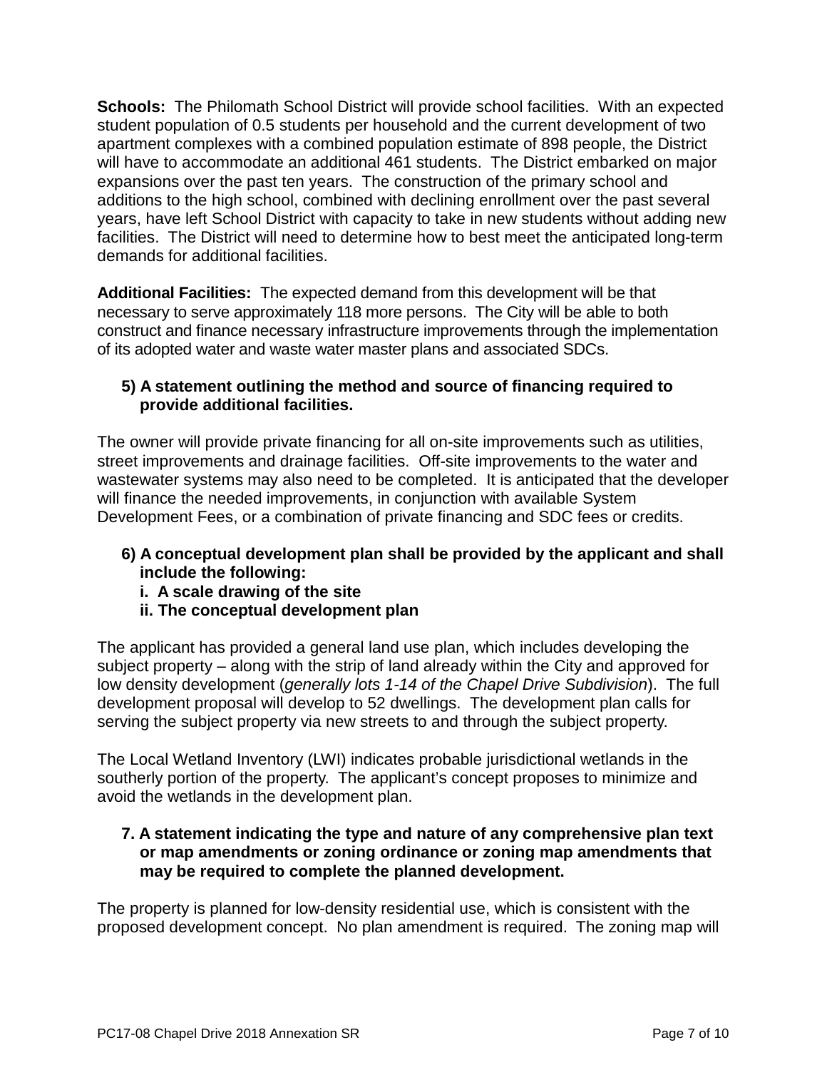**Schools:** The Philomath School District will provide school facilities. With an expected student population of 0.5 students per household and the current development of two apartment complexes with a combined population estimate of 898 people, the District will have to accommodate an additional 461 students. The District embarked on major expansions over the past ten years. The construction of the primary school and additions to the high school, combined with declining enrollment over the past several years, have left School District with capacity to take in new students without adding new facilities. The District will need to determine how to best meet the anticipated long-term demands for additional facilities.

**Additional Facilities:** The expected demand from this development will be that necessary to serve approximately 118 more persons. The City will be able to both construct and finance necessary infrastructure improvements through the implementation of its adopted water and waste water master plans and associated SDCs.

**5) A statement outlining the method and source of financing required to provide additional facilities.**

The owner will provide private financing for all on-site improvements such as utilities, street improvements and drainage facilities. Off-site improvements to the water and wastewater systems may also need to be completed. It is anticipated that the developer will finance the needed improvements, in conjunction with available System Development Fees, or a combination of private financing and SDC fees or credits.

**6) A conceptual development plan shall be provided by the applicant and shall include the following:**
**i. A scale drawing of the site**
**ii. The conceptual development plan**

The applicant has provided a general land use plan, which includes developing the subject property – along with the strip of land already within the City and approved for low density development (*generally lots 1-14 of the Chapel Drive Subdivision*). The full development proposal will develop to 52 dwellings. The development plan calls for serving the subject property via new streets to and through the subject property.

The Local Wetland Inventory (LWI) indicates probable jurisdictional wetlands in the southerly portion of the property. The applicant's concept proposes to minimize and avoid the wetlands in the development plan.

**7. A statement indicating the type and nature of any comprehensive plan text or map amendments or zoning ordinance or zoning map amendments that may be required to complete the planned development.**

The property is planned for low-density residential use, which is consistent with the proposed development concept. No plan amendment is required. The zoning map will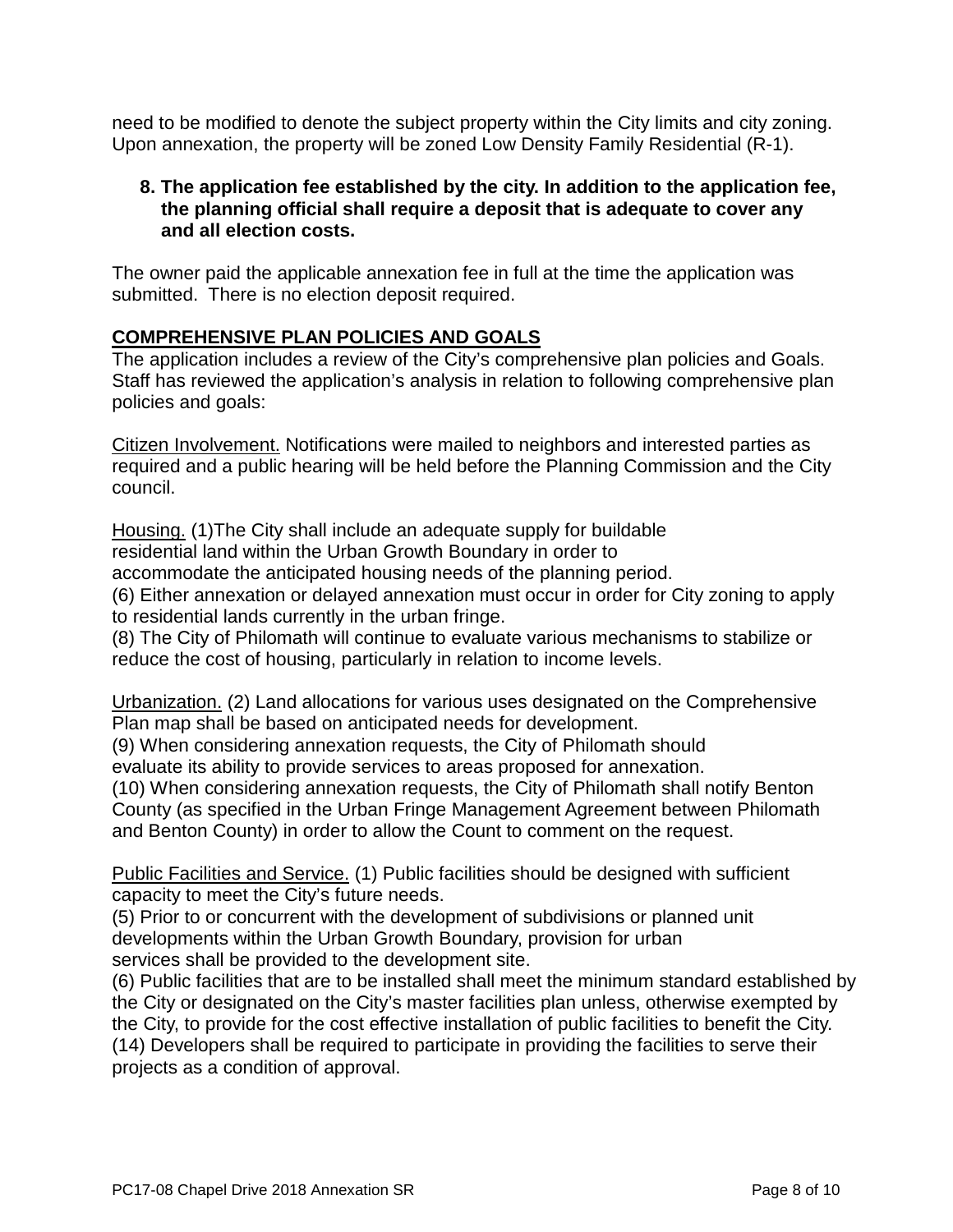need to be modified to denote the subject property within the City limits and city zoning. Upon annexation, the property will be zoned Low Density Family Residential (R-1).

**8. The application fee established by the city. In addition to the application fee, the planning official shall require a deposit that is adequate to cover any and all election costs.**

The owner paid the applicable annexation fee in full at the time the application was submitted. There is no election deposit required.

## COMPREHENSIVE PLAN POLICIES AND GOALS

The application includes a review of the City's comprehensive plan policies and Goals. Staff has reviewed the application's analysis in relation to following comprehensive plan policies and goals:

Citizen Involvement. Notifications were mailed to neighbors and interested parties as required and a public hearing will be held before the Planning Commission and the City council.

Housing. (1)The City shall include an adequate supply for buildable residential land within the Urban Growth Boundary in order to accommodate the anticipated housing needs of the planning period.
(6) Either annexation or delayed annexation must occur in order for City zoning to apply to residential lands currently in the urban fringe.
(8) The City of Philomath will continue to evaluate various mechanisms to stabilize or reduce the cost of housing, particularly in relation to income levels.

Urbanization. (2) Land allocations for various uses designated on the Comprehensive Plan map shall be based on anticipated needs for development.
(9) When considering annexation requests, the City of Philomath should evaluate its ability to provide services to areas proposed for annexation.
(10) When considering annexation requests, the City of Philomath shall notify Benton County (as specified in the Urban Fringe Management Agreement between Philomath and Benton County) in order to allow the Count to comment on the request.

Public Facilities and Service. (1) Public facilities should be designed with sufficient capacity to meet the City's future needs.
(5) Prior to or concurrent with the development of subdivisions or planned unit developments within the Urban Growth Boundary, provision for urban services shall be provided to the development site.
(6) Public facilities that are to be installed shall meet the minimum standard established by the City or designated on the City's master facilities plan unless, otherwise exempted by the City, to provide for the cost effective installation of public facilities to benefit the City.
(14) Developers shall be required to participate in providing the facilities to serve their projects as a condition of approval.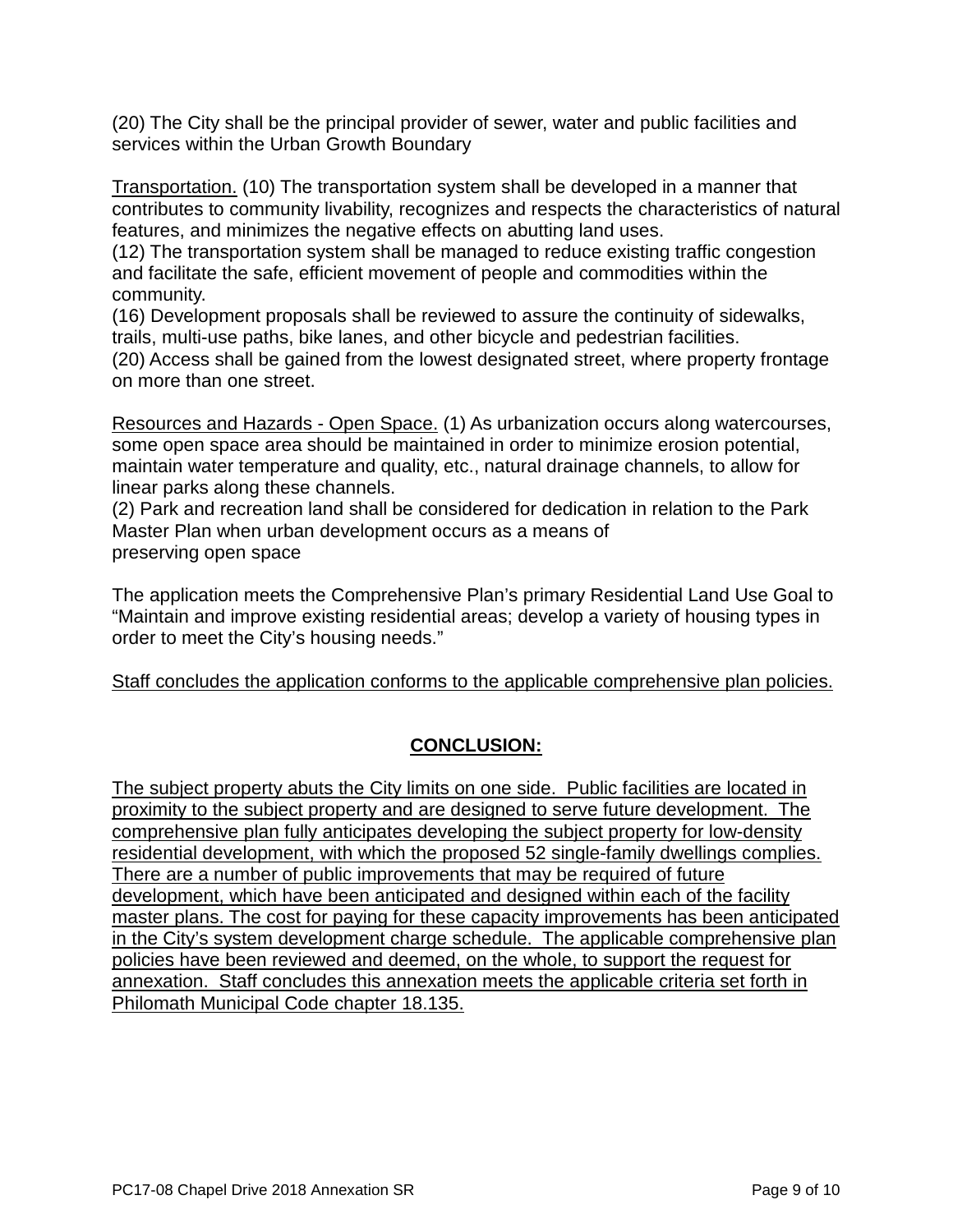(20) The City shall be the principal provider of sewer, water and public facilities and services within the Urban Growth Boundary

<u>Transportation.</u> (10) The transportation system shall be developed in a manner that contributes to community livability, recognizes and respects the characteristics of natural features, and minimizes the negative effects on abutting land uses.
(12) The transportation system shall be managed to reduce existing traffic congestion and facilitate the safe, efficient movement of people and commodities within the community.
(16) Development proposals shall be reviewed to assure the continuity of sidewalks, trails, multi-use paths, bike lanes, and other bicycle and pedestrian facilities.
(20) Access shall be gained from the lowest designated street, where property frontage on more than one street.

<u>Resources and Hazards - Open Space.</u> (1) As urbanization occurs along watercourses, some open space area should be maintained in order to minimize erosion potential, maintain water temperature and quality, etc., natural drainage channels, to allow for linear parks along these channels.
(2) Park and recreation land shall be considered for dedication in relation to the Park Master Plan when urban development occurs as a means of preserving open space

The application meets the Comprehensive Plan's primary Residential Land Use Goal to "Maintain and improve existing residential areas; develop a variety of housing types in order to meet the City's housing needs."

<u>Staff concludes the application conforms to the applicable comprehensive plan policies.</u>

## <u>CONCLUSION:</u>

<u>The subject property abuts the City limits on one side. Public facilities are located in proximity to the subject property and are designed to serve future development. The comprehensive plan fully anticipates developing the subject property for low-density residential development, with which the proposed 52 single-family dwellings complies. There are a number of public improvements that may be required of future development, which have been anticipated and designed within each of the facility master plans. The cost for paying for these capacity improvements has been anticipated in the City's system development charge schedule. The applicable comprehensive plan policies have been reviewed and deemed, on the whole, to support the request for annexation. Staff concludes this annexation meets the applicable criteria set forth in Philomath Municipal Code chapter 18.135.</u>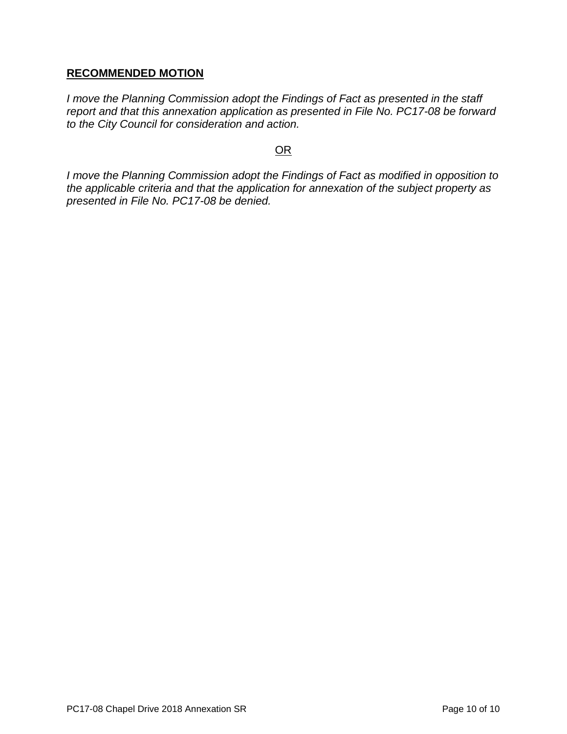**RECOMMENDED MOTION**

*I move the Planning Commission adopt the Findings of Fact as presented in the staff report and that this annexation application as presented in File No. PC17-08 be forward to the City Council for consideration and action.*

OR

*I move the Planning Commission adopt the Findings of Fact as modified in opposition to the applicable criteria and that the application for annexation of the subject property as presented in File No. PC17-08 be denied.*